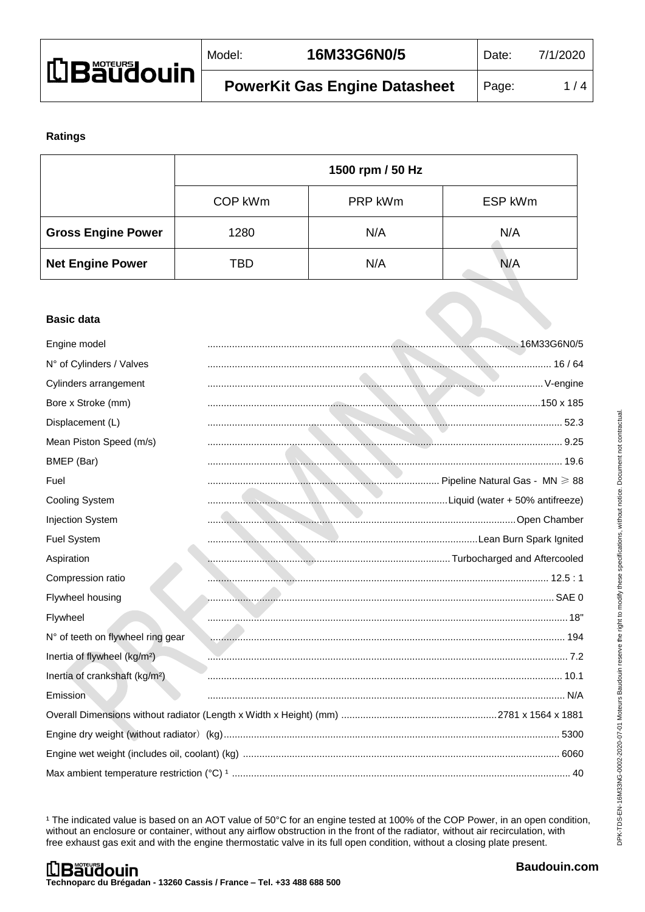## Ratings

| | 1500 rpm / 50 Hz | | |
|---|---|---|---|
| | COP kWm | PRP kWm | ESP kWm |
| **Gross Engine Power** | 1280 | N/A | N/A |
| **Net Engine Power** | TBD | N/A | N/A |

## Basic data

| | |
|---|---|
| Engine model | 16M33G6N0/5 |
| N° of Cylinders / Valves | 16 / 64 |
| Cylinders arrangement | V-engine |
| Bore x Stroke (mm) | 150 x 185 |
| Displacement (L) | 52.3 |
| Mean Piston Speed (m/s) | 9.25 |
| BMEP (Bar) | 19.6 |
| Fuel | Pipeline Natural Gas - MN ⩾ 88 |
| Cooling System | Liquid (water + 50% antifreeze) |
| Injection System | Open Chamber |
| Fuel System | Lean Burn Spark Ignited |
| Aspiration | Turbocharged and Aftercooled |
| Compression ratio | 12.5 : 1 |
| Flywheel housing | SAE 0 |
| Flywheel | 18" |
| N° of teeth on flywheel ring gear | 194 |
| Inertia of flywheel (kg/m²) | 7.2 |
| Inertia of crankshaft (kg/m²) | 10.1 |
| Emission | N/A |
| Overall Dimensions without radiator (Length x Width x Height) (mm) | 2781 x 1564 x 1881 |
| Engine dry weight (without radiator) (kg) | 5300 |
| Engine wet weight (includes oil, coolant) (kg) | 6060 |
| Max ambient temperature restriction (°C) [1] | 40 |

[1] The indicated value is based on an AOT value of 50°C for an engine tested at 100% of the COP Power, in an open condition, without an enclosure or container, without any airflow obstruction in the front of the radiator, without air recirculation, with free exhaust gas exit and with the engine thermostatic valve in its full open condition, without a closing plate present.

Technoparc du Brégadan - 13260 Cassis / France – Tel. +33 488 688 500

Baudouin.com

DPK-TDS-EN-16M33NG-0002-2020-07-01 Moteurs Baudouin reserve the right to modify these specifications, without notice. Document not contractual.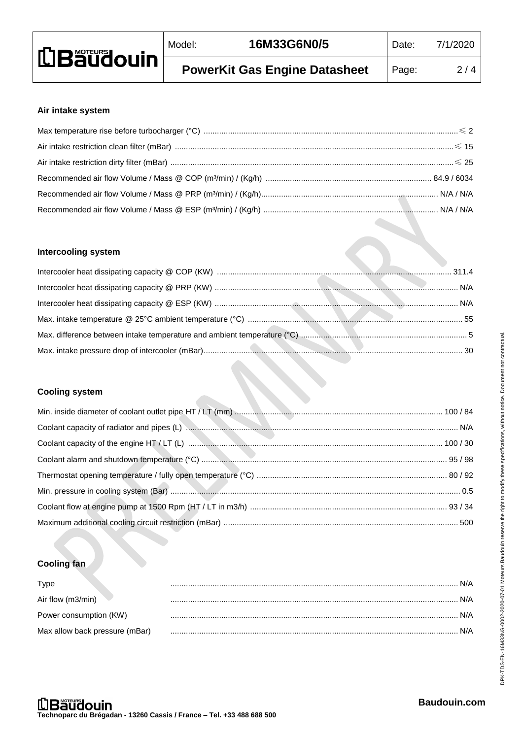## Air intake system

Max temperature rise before turbocharger (°C) .................................................. ≤ 2

Air intake restriction clean filter (mBar) .................................................. ≤ 15

Air intake restriction dirty filter (mBar) .................................................. ≤ 25

Recommended air flow Volume / Mass @ COP (m³/min) / (Kg/h) .................................................. 84.9 / 6034

Recommended air flow Volume / Mass @ PRP (m³/min) / (Kg/h).................................................. N/A / N/A

Recommended air flow Volume / Mass @ ESP (m³/min) / (Kg/h) .................................................. N/A / N/A

## Intercooling system

Intercooler heat dissipating capacity @ COP (KW) .................................................. 311.4

Intercooler heat dissipating capacity @ PRP (KW) .................................................. N/A

Intercooler heat dissipating capacity @ ESP (KW) .................................................. N/A

Max. intake temperature @ 25°C ambient temperature (°C) .................................................. 55

Max. difference between intake temperature and ambient temperature (°C) .................................................. 5

Max. intake pressure drop of intercooler (mBar).................................................. 30

## Cooling system

Min. inside diameter of coolant outlet pipe HT / LT (mm) .................................................. 100 / 84

Coolant capacity of radiator and pipes (L) .................................................. N/A

Coolant capacity of the engine HT / LT (L) .................................................. 100 / 30

Coolant alarm and shutdown temperature (°C) .................................................. 95 / 98

Thermostat opening temperature / fully open temperature (°C) .................................................. 80 / 92

Min. pressure in cooling system (Bar) .................................................. 0.5

Coolant flow at engine pump at 1500 Rpm (HT / LT in m3/h) .................................................. 93 / 34

Maximum additional cooling circuit restriction (mBar) .................................................. 500

## Cooling fan

Type .................................................. N/A

Air flow (m3/min) .................................................. N/A

Power consumption (KW) .................................................. N/A

Max allow back pressure (mBar) .................................................. N/A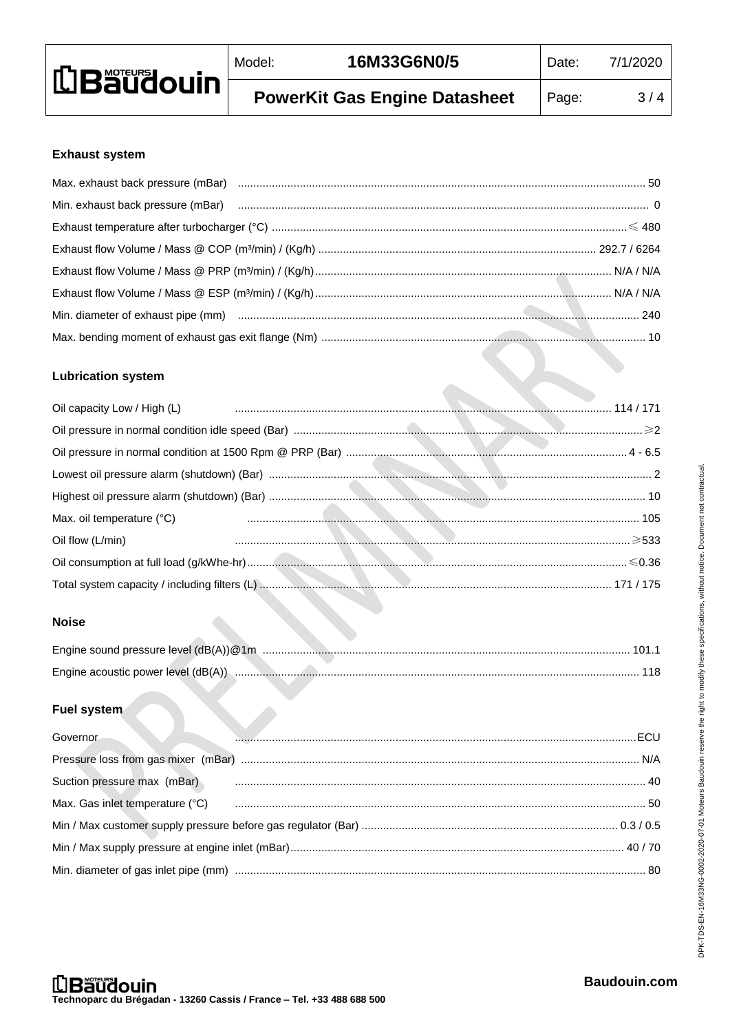## Exhaust system

| Parameter | Value |
| --- | --- |
| Max. exhaust back pressure (mBar) | 50 |
| Min. exhaust back pressure (mBar) | 0 |
| Exhaust temperature after turbocharger (°C) | ≤ 480 |
| Exhaust flow Volume / Mass @ COP (m³/min) / (Kg/h) | 292.7 / 6264 |
| Exhaust flow Volume / Mass @ PRP (m³/min) / (Kg/h) | N/A / N/A |
| Exhaust flow Volume / Mass @ ESP (m³/min) / (Kg/h) | N/A / N/A |
| Min. diameter of exhaust pipe (mm) | 240 |
| Max. bending moment of exhaust gas exit flange (Nm) | 10 |

## Lubrication system

| Parameter | Value |
| --- | --- |
| Oil capacity Low / High (L) | 114 / 171 |
| Oil pressure in normal condition idle speed (Bar) | ≥2 |
| Oil pressure in normal condition at 1500 Rpm @ PRP (Bar) | 4 - 6.5 |
| Lowest oil pressure alarm (shutdown) (Bar) | 2 |
| Highest oil pressure alarm (shutdown) (Bar) | 10 |
| Max. oil temperature (°C) | 105 |
| Oil flow (L/min) | ≥533 |
| Oil consumption at full load (g/kWhe-hr) | ≤0.36 |
| Total system capacity / including filters (L) | 171 / 175 |

## Noise

| Parameter | Value |
| --- | --- |
| Engine sound pressure level (dB(A))@1m | 101.1 |
| Engine acoustic power level (dB(A)) | 118 |

## Fuel system

| Parameter | Value |
| --- | --- |
| Governor | ECU |
| Pressure loss from gas mixer (mBar) | N/A |
| Suction pressure max (mBar) | 40 |
| Max. Gas inlet temperature (°C) | 50 |
| Min / Max customer supply pressure before gas regulator (Bar) | 0.3 / 0.5 |
| Min / Max supply pressure at engine inlet (mBar) | 40 / 70 |
| Min. diameter of gas inlet pipe (mm) | 80 |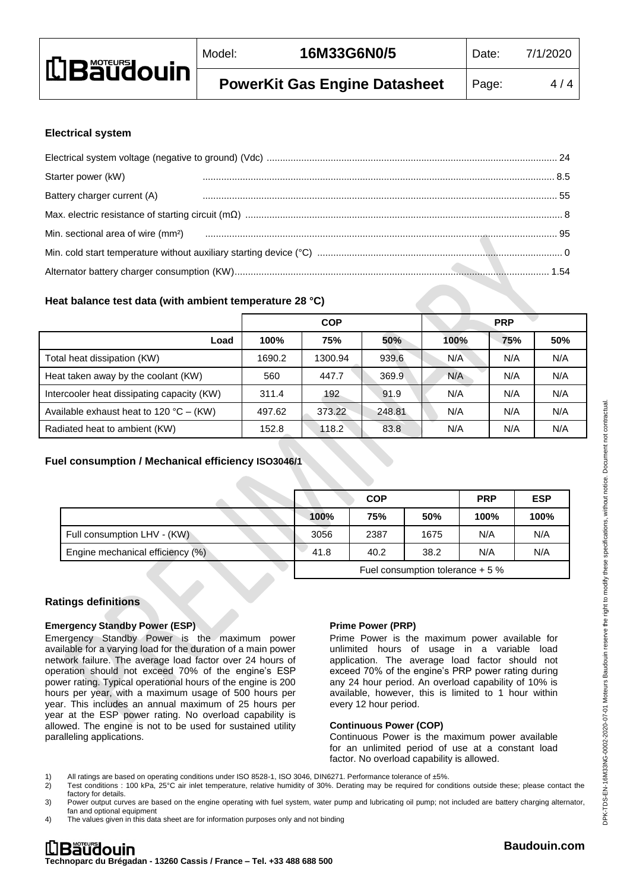## Electrical system

Electrical system voltage (negative to ground) (Vdc) .......... 24

Starter power (kW) .......... 8.5

Battery charger current (A) .......... 55

Max. electric resistance of starting circuit (mΩ) .......... 8

Min. sectional area of wire (mm²) .......... 95

Min. cold start temperature without auxiliary starting device (°C) .......... 0

Alternator battery charger consumption (KW).......... 1.54

## Heat balance test data (with ambient temperature 28 °C)

| | COP | | | PRP | | |
|---|---|---|---|---|---|---|
| Load | 100% | 75% | 50% | 100% | 75% | 50% |
| Total heat dissipation (KW) | 1690.2 | 1300.94 | 939.6 | N/A | N/A | N/A |
| Heat taken away by the coolant (KW) | 560 | 447.7 | 369.9 | N/A | N/A | N/A |
| Intercooler heat dissipating capacity (KW) | 311.4 | 192 | 91.9 | N/A | N/A | N/A |
| Available exhaust heat to 120 °C – (KW) | 497.62 | 373.22 | 248.81 | N/A | N/A | N/A |
| Radiated heat to ambient (KW) | 152.8 | 118.2 | 83.8 | N/A | N/A | N/A |

## Fuel consumption / Mechanical efficiency ISO3046/1

| | COP | | | PRP | ESP |
|---|---|---|---|---|---|
| | 100% | 75% | 50% | 100% | 100% |
| Full consumption LHV - (KW) | 3056 | 2387 | 1675 | N/A | N/A |
| Engine mechanical efficiency (%) | 41.8 | 40.2 | 38.2 | N/A | N/A |
| | Fuel consumption tolerance + 5 % | | | | |

## Ratings definitions

**Emergency Standby Power (ESP)**

Emergency Standby Power is the maximum power available for a varying load for the duration of a main power network failure. The average load factor over 24 hours of operation should not exceed 70% of the engine's ESP power rating. Typical operational hours of the engine is 200 hours per year, with a maximum usage of 500 hours per year. This includes an annual maximum of 25 hours per year at the ESP power rating. No overload capability is allowed. The engine is not to be used for sustained utility paralleling applications.

**Prime Power (PRP)**

Prime Power is the maximum power available for unlimited hours of usage in a variable load application. The average load factor should not exceed 70% of the engine's PRP power rating during any 24 hour period. An overload capability of 10% is available, however, this is limited to 1 hour within every 12 hour period.

**Continuous Power (COP)**

Continuous Power is the maximum power available for an unlimited period of use at a constant load factor. No overload capability is allowed.

1) All ratings are based on operating conditions under ISO 8528-1, ISO 3046, DIN6271. Performance tolerance of ±5%.
2) Test conditions : 100 kPa, 25°C air inlet temperature, relative humidity of 30%. Derating may be required for conditions outside these; please contact the factory for details.
3) Power output curves are based on the engine operating with fuel system, water pump and lubricating oil pump; not included are battery charging alternator, fan and optional equipment
4) The values given in this data sheet are for information purposes only and not binding

DPK-TDS-EN-16M33NG-0002-2020-07-01 Moteurs Baudouin reserve the right to modify these specifications, without notice. Document not contractual.

Baudouin
Technoparc du Brégadan - 13260 Cassis / France – Tel. +33 488 688 500

Baudouin.com